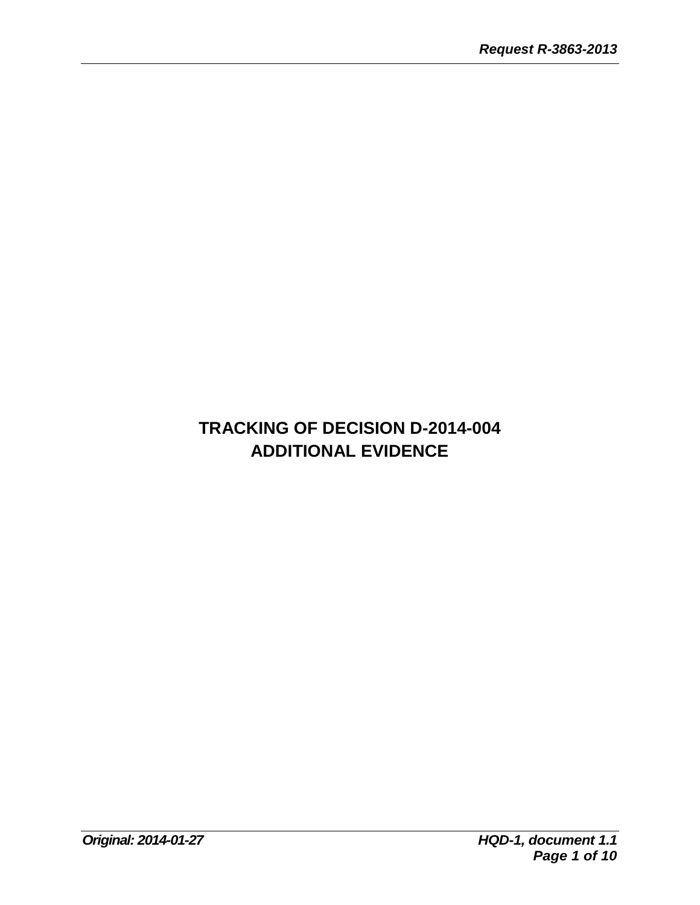# TRACKING OF DECISION D-2014-004
# ADDITIONAL EVIDENCE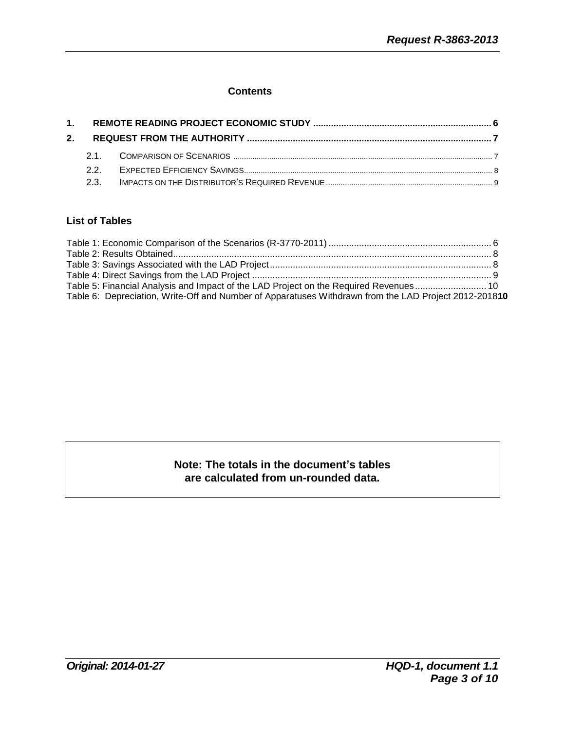## Contents

**1. REMOTE READING PROJECT ECONOMIC STUDY ..... 6**

**2. REQUEST FROM THE AUTHORITY ..... 7**

- 2.1. COMPARISON OF SCENARIOS ..... 7
- 2.2. EXPECTED EFFICIENCY SAVINGS ..... 8
- 2.3. IMPACTS ON THE DISTRIBUTOR'S REQUIRED REVENUE ..... 9

### List of Tables

Table 1: Economic Comparison of the Scenarios (R-3770-2011) ..... 6
Table 2: Results Obtained ..... 8
Table 3: Savings Associated with the LAD Project ..... 8
Table 4: Direct Savings from the LAD Project ..... 9
Table 5: Financial Analysis and Impact of the LAD Project on the Required Revenues ..... 10
Table 6: Depreciation, Write-Off and Number of Apparatuses Withdrawn from the LAD Project 2012-2018 **10**

**Note: The totals in the document's tables are calculated from un-rounded data.**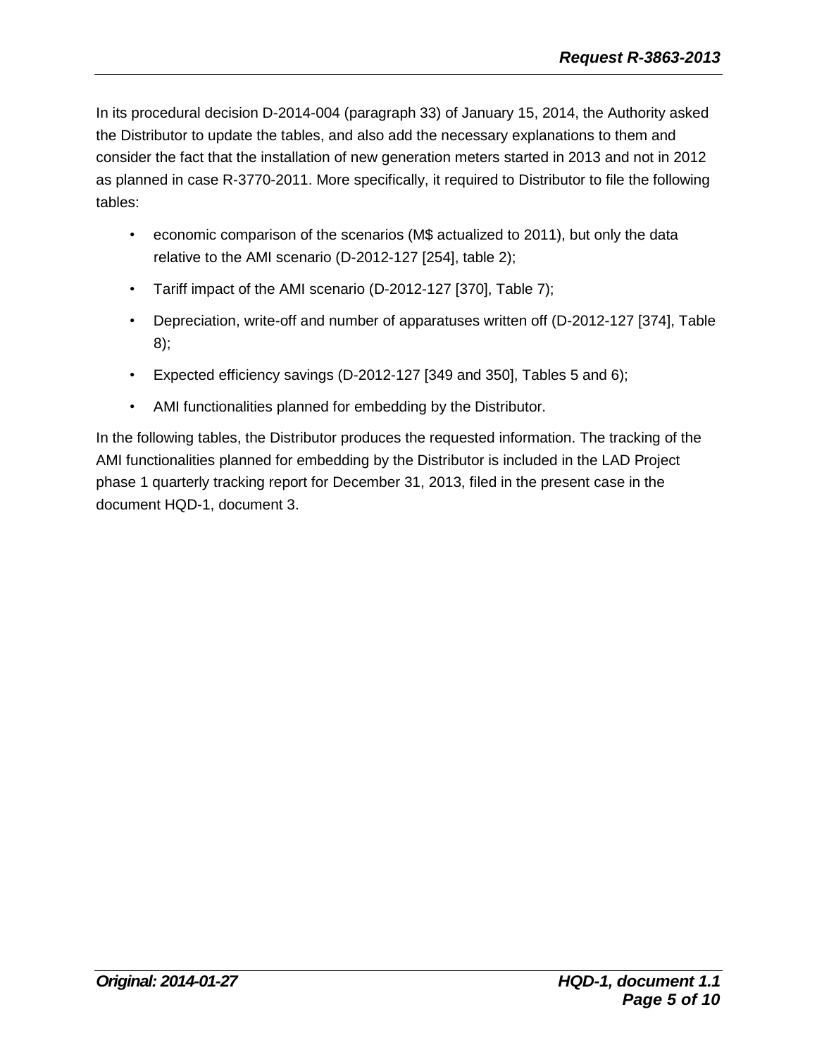In its procedural decision D-2014-004 (paragraph 33) of January 15, 2014, the Authority asked the Distributor to update the tables, and also add the necessary explanations to them and consider the fact that the installation of new generation meters started in 2013 and not in 2012 as planned in case R-3770-2011. More specifically, it required to Distributor to file the following tables:

- economic comparison of the scenarios (M$ actualized to 2011), but only the data relative to the AMI scenario (D-2012-127 [254], table 2);
- Tariff impact of the AMI scenario (D-2012-127 [370], Table 7);
- Depreciation, write-off and number of apparatuses written off (D-2012-127 [374], Table 8);
- Expected efficiency savings (D-2012-127 [349 and 350], Tables 5 and 6);
- AMI functionalities planned for embedding by the Distributor.

In the following tables, the Distributor produces the requested information. The tracking of the AMI functionalities planned for embedding by the Distributor is included in the LAD Project phase 1 quarterly tracking report for December 31, 2013, filed in the present case in the document HQD-1, document 3.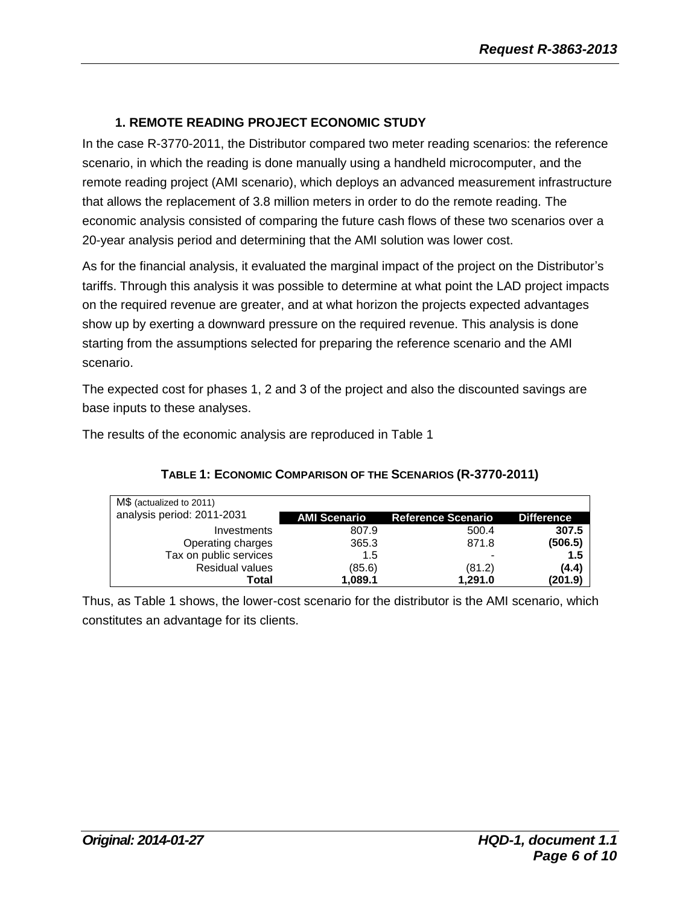## 1. REMOTE READING PROJECT ECONOMIC STUDY

In the case R-3770-2011, the Distributor compared two meter reading scenarios: the reference scenario, in which the reading is done manually using a handheld microcomputer, and the remote reading project (AMI scenario), which deploys an advanced measurement infrastructure that allows the replacement of 3.8 million meters in order to do the remote reading. The economic analysis consisted of comparing the future cash flows of these two scenarios over a 20-year analysis period and determining that the AMI solution was lower cost.

As for the financial analysis, it evaluated the marginal impact of the project on the Distributor's tariffs. Through this analysis it was possible to determine at what point the LAD project impacts on the required revenue are greater, and at what horizon the projects expected advantages show up by exerting a downward pressure on the required revenue. This analysis is done starting from the assumptions selected for preparing the reference scenario and the AMI scenario.

The expected cost for phases 1, 2 and 3 of the project and also the discounted savings are base inputs to these analyses.

The results of the economic analysis are reproduced in Table 1

**TABLE 1: ECONOMIC COMPARISON OF THE SCENARIOS (R-3770-2011)**

| M$ (actualized to 2011) analysis period: 2011-2031 | AMI Scenario | Reference Scenario | Difference |
|---|---|---|---|
| Investments | 807.9 | 500.4 | **307.5** |
| Operating charges | 365.3 | 871.8 | **(506.5)** |
| Tax on public services | 1.5 | - | **1.5** |
| Residual values | (85.6) | (81.2) | **(4.4)** |
| **Total** | **1,089.1** | **1,291.0** | **(201.9)** |

Thus, as Table 1 shows, the lower-cost scenario for the distributor is the AMI scenario, which constitutes an advantage for its clients.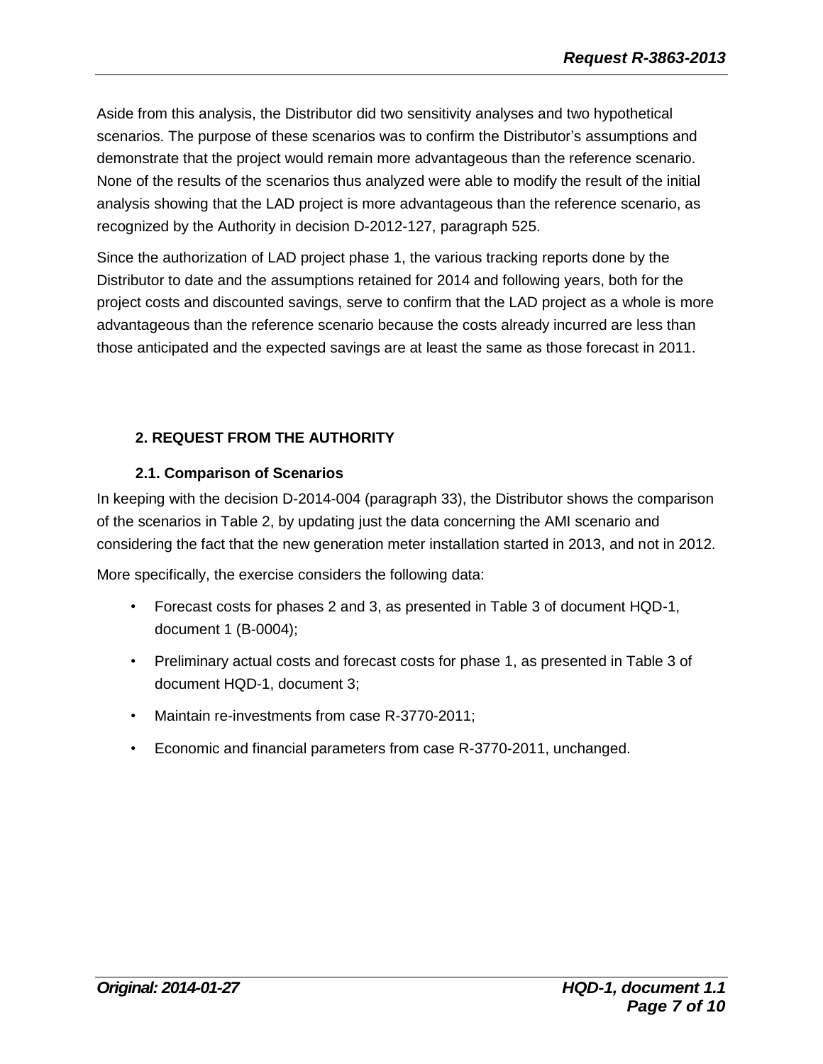Aside from this analysis, the Distributor did two sensitivity analyses and two hypothetical scenarios. The purpose of these scenarios was to confirm the Distributor's assumptions and demonstrate that the project would remain more advantageous than the reference scenario. None of the results of the scenarios thus analyzed were able to modify the result of the initial analysis showing that the LAD project is more advantageous than the reference scenario, as recognized by the Authority in decision D-2012-127, paragraph 525.

Since the authorization of LAD project phase 1, the various tracking reports done by the Distributor to date and the assumptions retained for 2014 and following years, both for the project costs and discounted savings, serve to confirm that the LAD project as a whole is more advantageous than the reference scenario because the costs already incurred are less than those anticipated and the expected savings are at least the same as those forecast in 2011.

## 2. REQUEST FROM THE AUTHORITY

### 2.1. Comparison of Scenarios

In keeping with the decision D-2014-004 (paragraph 33), the Distributor shows the comparison of the scenarios in Table 2, by updating just the data concerning the AMI scenario and considering the fact that the new generation meter installation started in 2013, and not in 2012.

More specifically, the exercise considers the following data:

- Forecast costs for phases 2 and 3, as presented in Table 3 of document HQD-1, document 1 (B-0004);
- Preliminary actual costs and forecast costs for phase 1, as presented in Table 3 of document HQD-1, document 3;
- Maintain re-investments from case R-3770-2011;
- Economic and financial parameters from case R-3770-2011, unchanged.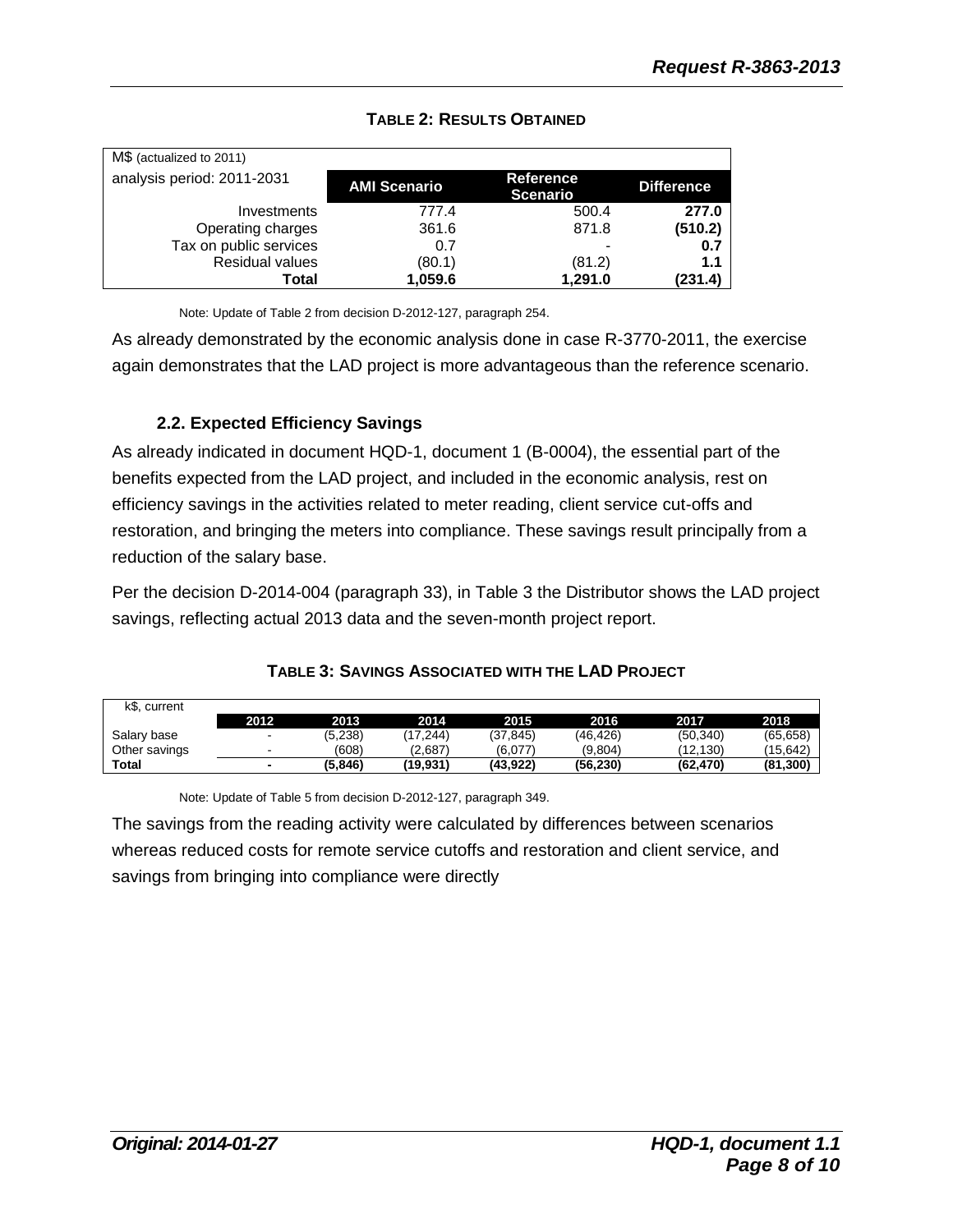**TABLE 2: RESULTS OBTAINED**

| M$ (actualized to 2011)<br>analysis period: 2011-2031 | AMI Scenario | Reference Scenario | Difference |
|---|---|---|---|
| Investments | 777.4 | 500.4 | **277.0** |
| Operating charges | 361.6 | 871.8 | **(510.2)** |
| Tax on public services | 0.7 | - | **0.7** |
| Residual values | (80.1) | (81.2) | **1.1** |
| **Total** | **1,059.6** | **1,291.0** | **(231.4)** |

Note: Update of Table 2 from decision D-2012-127, paragraph 254.

As already demonstrated by the economic analysis done in case R-3770-2011, the exercise again demonstrates that the LAD project is more advantageous than the reference scenario.

### 2.2. Expected Efficiency Savings

As already indicated in document HQD-1, document 1 (B-0004), the essential part of the benefits expected from the LAD project, and included in the economic analysis, rest on efficiency savings in the activities related to meter reading, client service cut-offs and restoration, and bringing the meters into compliance. These savings result principally from a reduction of the salary base.

Per the decision D-2014-004 (paragraph 33), in Table 3 the Distributor shows the LAD project savings, reflecting actual 2013 data and the seven-month project report.

**TABLE 3: SAVINGS ASSOCIATED WITH THE LAD PROJECT**

| k$, current | 2012 | 2013 | 2014 | 2015 | 2016 | 2017 | 2018 |
|---|---|---|---|---|---|---|---|
| Salary base | - | (5,238) | (17,244) | (37,845) | (46,426) | (50,340) | (65,658) |
| Other savings | - | (608) | (2,687) | (6,077) | (9,804) | (12,130) | (15,642) |
| **Total** | **-** | **(5,846)** | **(19,931)** | **(43,922)** | **(56,230)** | **(62,470)** | **(81,300)** |

Note: Update of Table 5 from decision D-2012-127, paragraph 349.

The savings from the reading activity were calculated by differences between scenarios whereas reduced costs for remote service cutoffs and restoration and client service, and savings from bringing into compliance were directly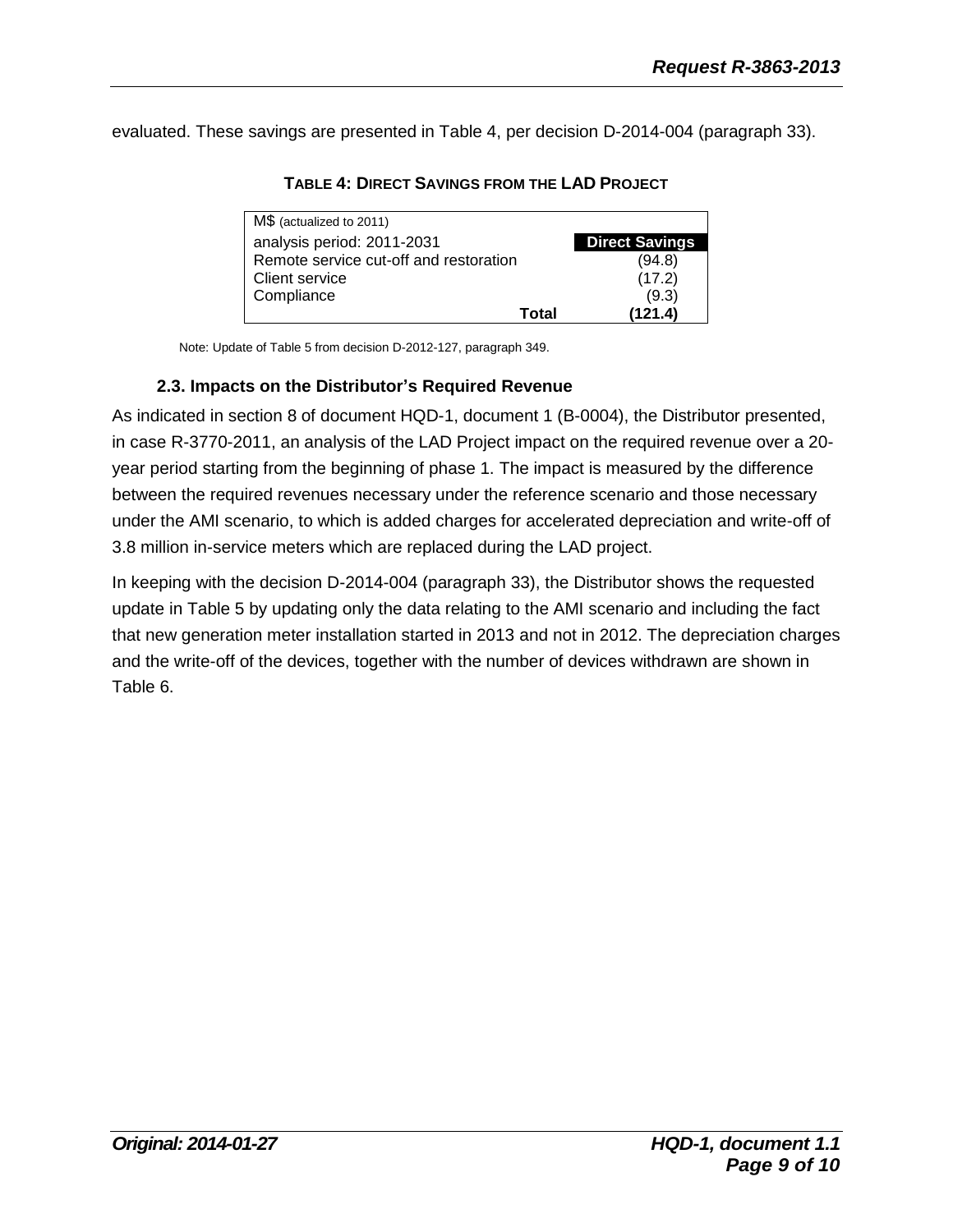evaluated. These savings are presented in Table 4, per decision D-2014-004 (paragraph 33).

**TABLE 4: DIRECT SAVINGS FROM THE LAD PROJECT**

| M$ (actualized to 2011) | |
|---|---|
| analysis period: 2011-2031 | **Direct Savings** |
| Remote service cut-off and restoration | (94.8) |
| Client service | (17.2) |
| Compliance | (9.3) |
| **Total** | **(121.4)** |

Note: Update of Table 5 from decision D-2012-127, paragraph 349.

### 2.3. Impacts on the Distributor's Required Revenue

As indicated in section 8 of document HQD-1, document 1 (B-0004), the Distributor presented, in case R-3770-2011, an analysis of the LAD Project impact on the required revenue over a 20-year period starting from the beginning of phase 1. The impact is measured by the difference between the required revenues necessary under the reference scenario and those necessary under the AMI scenario, to which is added charges for accelerated depreciation and write-off of 3.8 million in-service meters which are replaced during the LAD project.

In keeping with the decision D-2014-004 (paragraph 33), the Distributor shows the requested update in Table 5 by updating only the data relating to the AMI scenario and including the fact that new generation meter installation started in 2013 and not in 2012. The depreciation charges and the write-off of the devices, together with the number of devices withdrawn are shown in Table 6.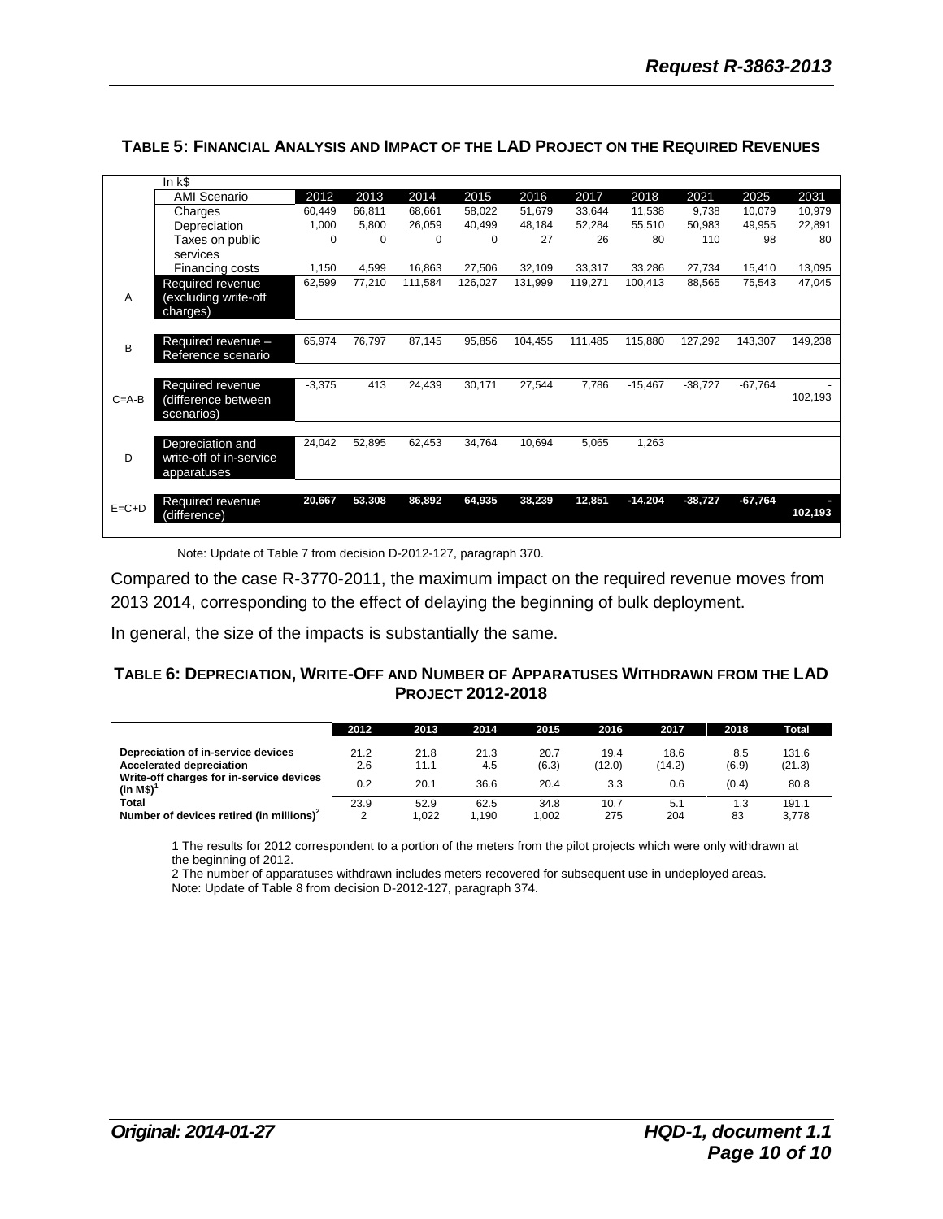**TABLE 5: FINANCIAL ANALYSIS AND IMPACT OF THE LAD PROJECT ON THE REQUIRED REVENUES**

| | In k$ | | | | | | | | | | |
|---|---|---|---|---|---|---|---|---|---|---|---|
| | AMI Scenario | 2012 | 2013 | 2014 | 2015 | 2016 | 2017 | 2018 | 2021 | 2025 | 2031 |
| | Charges | 60,449 | 66,811 | 68,661 | 58,022 | 51,679 | 33,644 | 11,538 | 9,738 | 10,079 | 10,979 |
| | Depreciation | 1,000 | 5,800 | 26,059 | 40,499 | 48,184 | 52,284 | 55,510 | 50,983 | 49,955 | 22,891 |
| | Taxes on public services | 0 | 0 | 0 | 0 | 27 | 26 | 80 | 110 | 98 | 80 |
| | Financing costs | 1,150 | 4,599 | 16,863 | 27,506 | 32,109 | 33,317 | 33,286 | 27,734 | 15,410 | 13,095 |
| A | Required revenue (excluding write-off charges) | 62,599 | 77,210 | 111,584 | 126,027 | 131,999 | 119,271 | 100,413 | 88,565 | 75,543 | 47,045 |
| B | Required revenue – Reference scenario | 65,974 | 76,797 | 87,145 | 95,856 | 104,455 | 111,485 | 115,880 | 127,292 | 143,307 | 149,238 |
| C=A-B | Required revenue (difference between scenarios) | -3,375 | 413 | 24,439 | 30,171 | 27,544 | 7,786 | -15,467 | -38,727 | -67,764 | -102,193 |
| D | Depreciation and write-off of in-service apparatuses | 24,042 | 52,895 | 62,453 | 34,764 | 10,694 | 5,065 | 1,263 | | | |
| E=C+D | **Required revenue (difference)** | **20,667** | **53,308** | **86,892** | **64,935** | **38,239** | **12,851** | **-14,204** | **-38,727** | **-67,764** | **-102,193** |

Note: Update of Table 7 from decision D-2012-127, paragraph 370.

Compared to the case R-3770-2011, the maximum impact on the required revenue moves from 2013 2014, corresponding to the effect of delaying the beginning of bulk deployment.

In general, the size of the impacts is substantially the same.

**TABLE 6: DEPRECIATION, WRITE-OFF AND NUMBER OF APPARATUSES WITHDRAWN FROM THE LAD PROJECT 2012-2018**

| | 2012 | 2013 | 2014 | 2015 | 2016 | 2017 | 2018 | Total |
|---|---|---|---|---|---|---|---|---|
| **Depreciation of in-service devices** | 21.2 | 21.8 | 21.3 | 20.7 | 19.4 | 18.6 | 8.5 | 131.6 |
| **Accelerated depreciation** | 2.6 | 11.1 | 4.5 | (6.3) | (12.0) | (14.2) | (6.9) | (21.3) |
| **Write-off charges for in-service devices (in M$)**[1] | 0.2 | 20.1 | 36.6 | 20.4 | 3.3 | 0.6 | (0.4) | 80.8 |
| **Total** | 23.9 | 52.9 | 62.5 | 34.8 | 10.7 | 5.1 | 1.3 | 191.1 |
| **Number of devices retired (in millions)**[2] | 2 | 1,022 | 1,190 | 1,002 | 275 | 204 | 83 | 3,778 |

1 The results for 2012 correspondent to a portion of the meters from the pilot projects which were only withdrawn at the beginning of 2012.

2 The number of apparatuses withdrawn includes meters recovered for subsequent use in undeployed areas.

Note: Update of Table 8 from decision D-2012-127, paragraph 374.